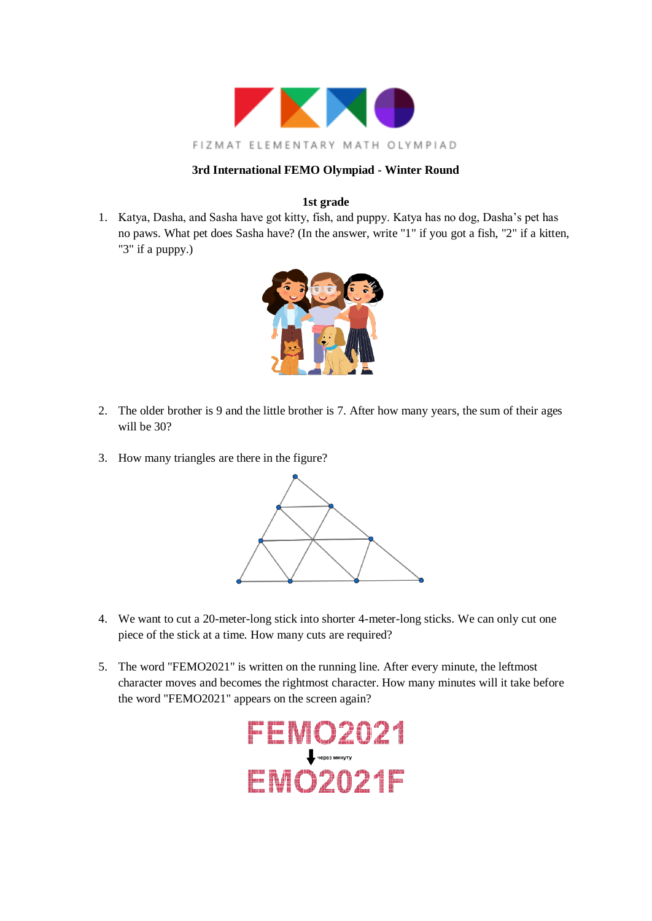FIZMAT ELEMENTARY MATH OLYMPIAD

**3rd International FEMO Olympiad - Winter Round**

**1st grade**

1. Katya, Dasha, and Sasha have got kitty, fish, and puppy. Katya has no dog, Dasha's pet has no paws. What pet does Sasha have? (In the answer, write "1" if you got a fish, "2" if a kitten, "3" if a puppy.)

2. The older brother is 9 and the little brother is 7. After how many years, the sum of their ages will be 30?

3. How many triangles are there in the figure?

4. We want to cut a 20-meter-long stick into shorter 4-meter-long sticks. We can only cut one piece of the stick at a time. How many cuts are required?

5. The word "FEMO2021" is written on the running line. After every minute, the leftmost character moves and becomes the rightmost character. How many minutes will it take before the word "FEMO2021" appears on the screen again?

FEMO2021

через минуту

EMO2021F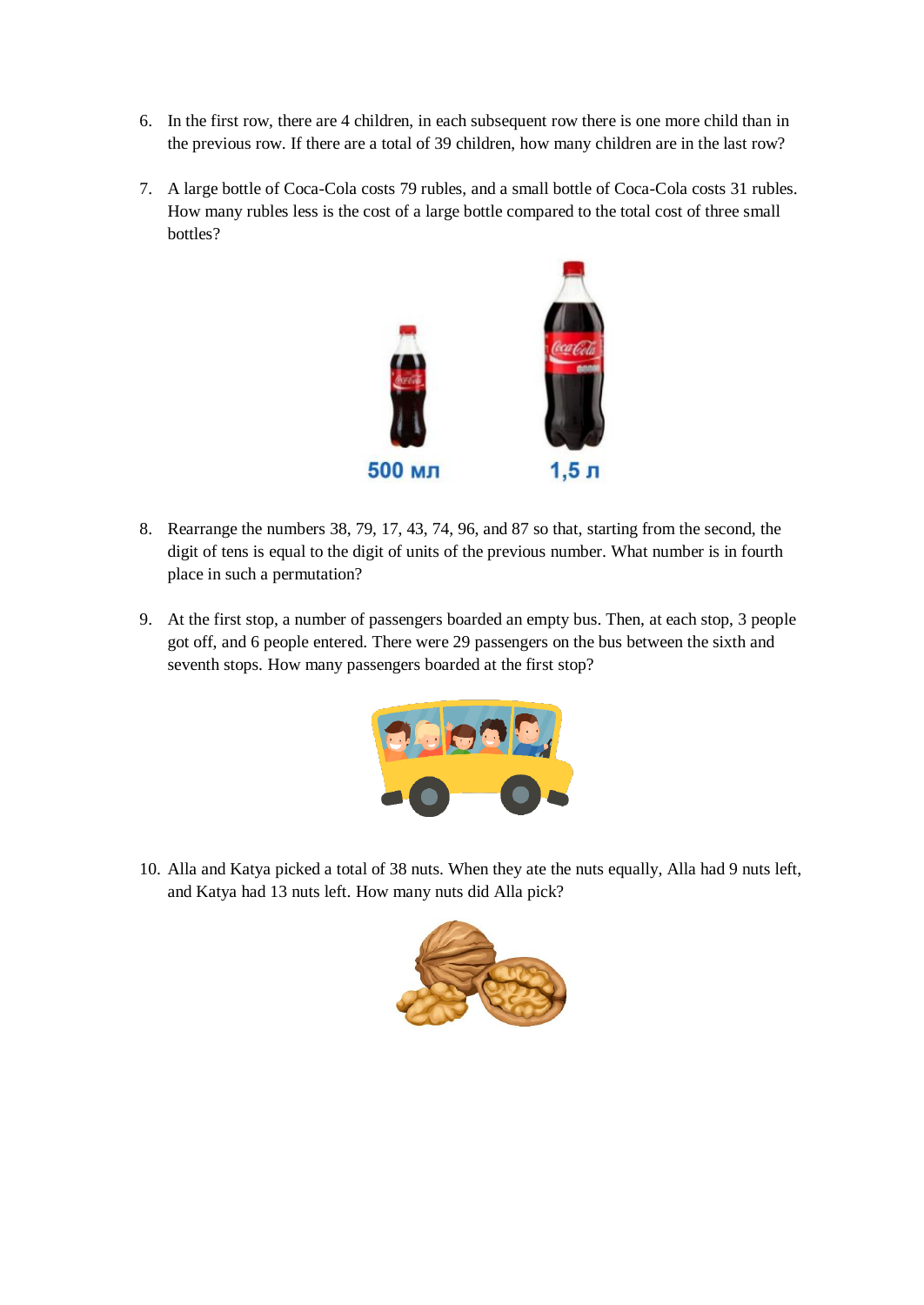6. In the first row, there are 4 children, in each subsequent row there is one more child than in the previous row. If there are a total of 39 children, how many children are in the last row?

7. A large bottle of Coca-Cola costs 79 rubles, and a small bottle of Coca-Cola costs 31 rubles. How many rubles less is the cost of a large bottle compared to the total cost of three small bottles?

8. Rearrange the numbers 38, 79, 17, 43, 74, 96, and 87 so that, starting from the second, the digit of tens is equal to the digit of units of the previous number. What number is in fourth place in such a permutation?

9. At the first stop, a number of passengers boarded an empty bus. Then, at each stop, 3 people got off, and 6 people entered. There were 29 passengers on the bus between the sixth and seventh stops. How many passengers boarded at the first stop?

10. Alla and Katya picked a total of 38 nuts. When they ate the nuts equally, Alla had 9 nuts left, and Katya had 13 nuts left. How many nuts did Alla pick?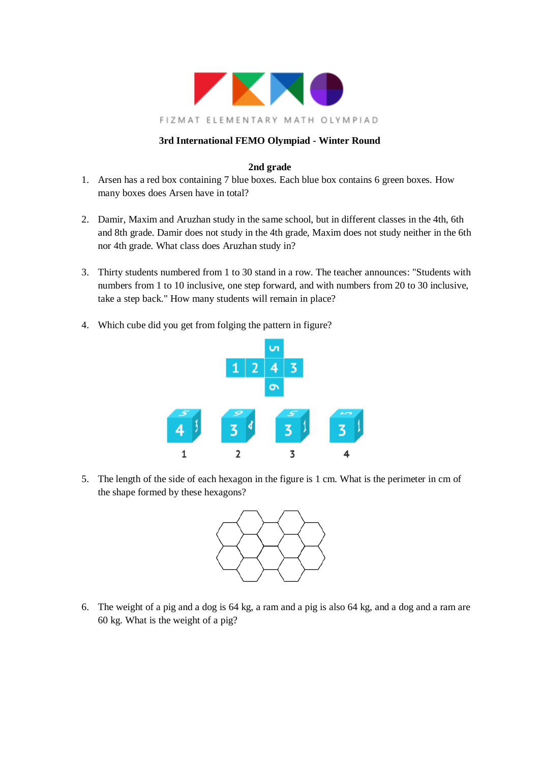FIZMAT ELEMENTARY MATH OLYMPIAD

**3rd International FEMO Olympiad - Winter Round**

**2nd grade**

1. Arsen has a red box containing 7 blue boxes. Each blue box contains 6 green boxes. How many boxes does Arsen have in total?

2. Damir, Maxim and Aruzhan study in the same school, but in different classes in the 4th, 6th and 8th grade. Damir does not study in the 4th grade, Maxim does not study neither in the 6th nor 4th grade. What class does Aruzhan study in?

3. Thirty students numbered from 1 to 30 stand in a row. The teacher announces: "Students with numbers from 1 to 10 inclusive, one step forward, and with numbers from 20 to 30 inclusive, take a step back." How many students will remain in place?

4. Which cube did you get from folging the pattern in figure?

5. The length of the side of each hexagon in the figure is 1 cm. What is the perimeter in cm of the shape formed by these hexagons?

6. The weight of a pig and a dog is 64 kg, a ram and a pig is also 64 kg, and a dog and a ram are 60 kg. What is the weight of a pig?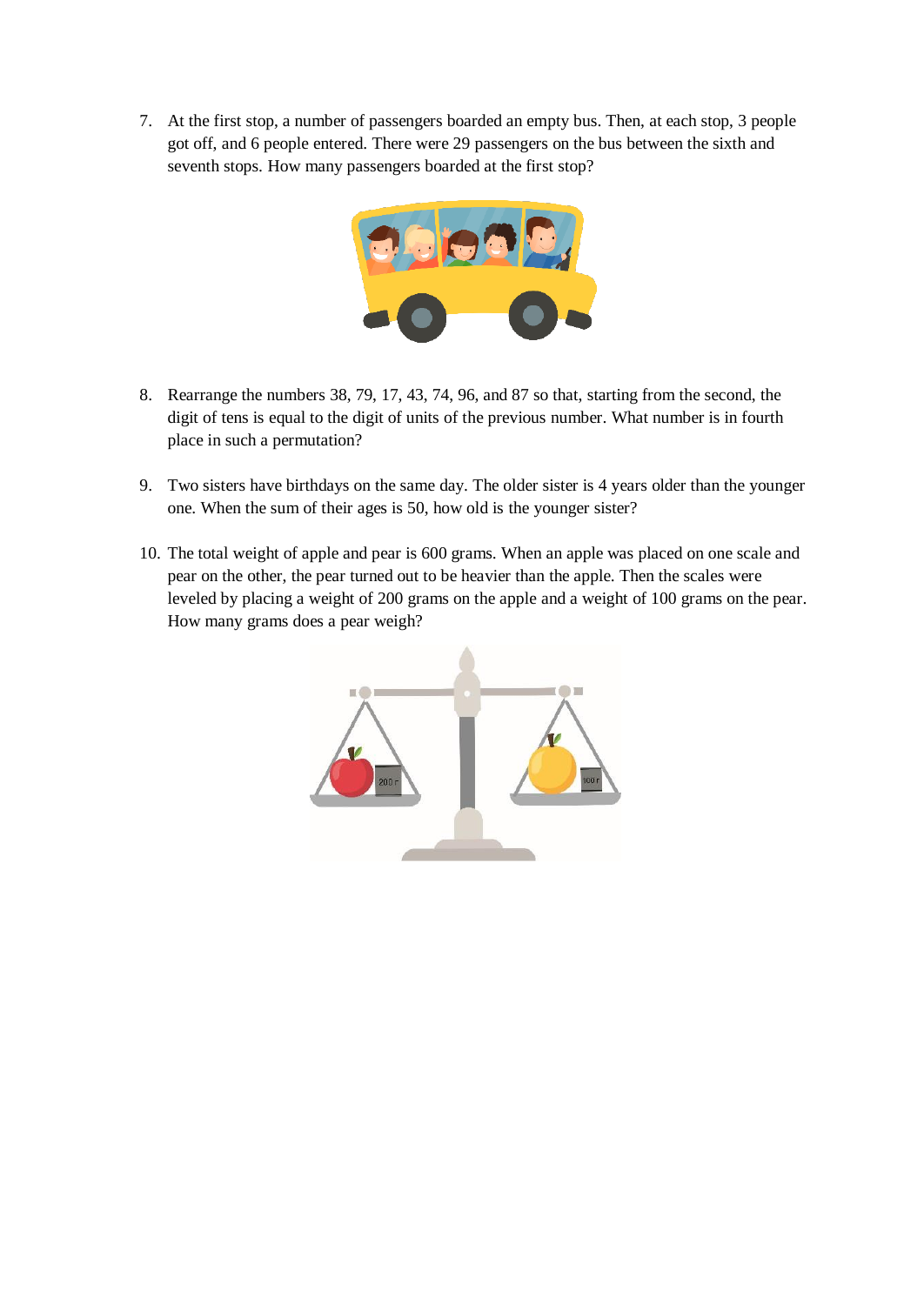7. At the first stop, a number of passengers boarded an empty bus. Then, at each stop, 3 people got off, and 6 people entered. There were 29 passengers on the bus between the sixth and seventh stops. How many passengers boarded at the first stop?

8. Rearrange the numbers 38, 79, 17, 43, 74, 96, and 87 so that, starting from the second, the digit of tens is equal to the digit of units of the previous number. What number is in fourth place in such a permutation?

9. Two sisters have birthdays on the same day. The older sister is 4 years older than the younger one. When the sum of their ages is 50, how old is the younger sister?

10. The total weight of apple and pear is 600 grams. When an apple was placed on one scale and pear on the other, the pear turned out to be heavier than the apple. Then the scales were leveled by placing a weight of 200 grams on the apple and a weight of 100 grams on the pear. How many grams does a pear weigh?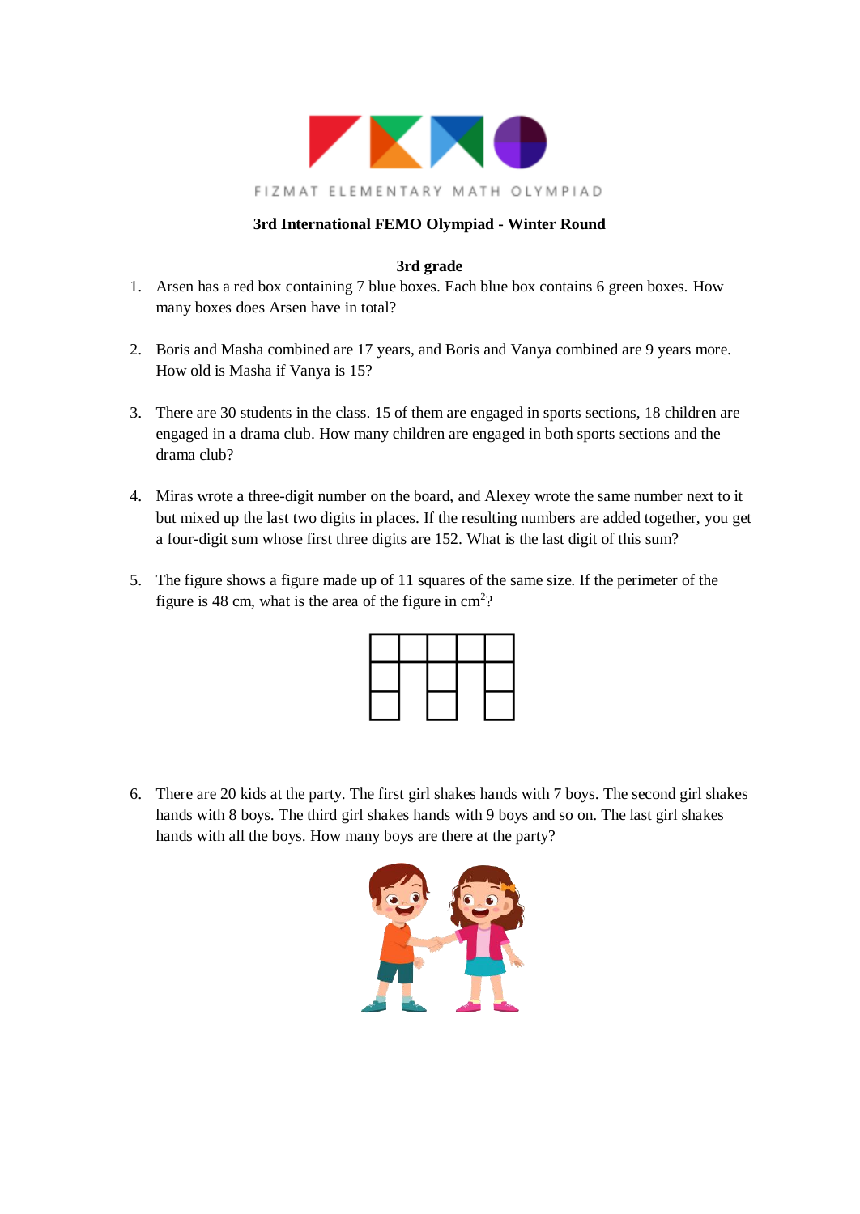FIZMAT ELEMENTARY MATH OLYMPIAD

**3rd International FEMO Olympiad - Winter Round**

**3rd grade**

1. Arsen has a red box containing 7 blue boxes. Each blue box contains 6 green boxes. How many boxes does Arsen have in total?

2. Boris and Masha combined are 17 years, and Boris and Vanya combined are 9 years more. How old is Masha if Vanya is 15?

3. There are 30 students in the class. 15 of them are engaged in sports sections, 18 children are engaged in a drama club. How many children are engaged in both sports sections and the drama club?

4. Miras wrote a three-digit number on the board, and Alexey wrote the same number next to it but mixed up the last two digits in places. If the resulting numbers are added together, you get a four-digit sum whose first three digits are 152. What is the last digit of this sum?

5. The figure shows a figure made up of 11 squares of the same size. If the perimeter of the figure is 48 cm, what is the area of the figure in cm$^2$?

6. There are 20 kids at the party. The first girl shakes hands with 7 boys. The second girl shakes hands with 8 boys. The third girl shakes hands with 9 boys and so on. The last girl shakes hands with all the boys. How many boys are there at the party?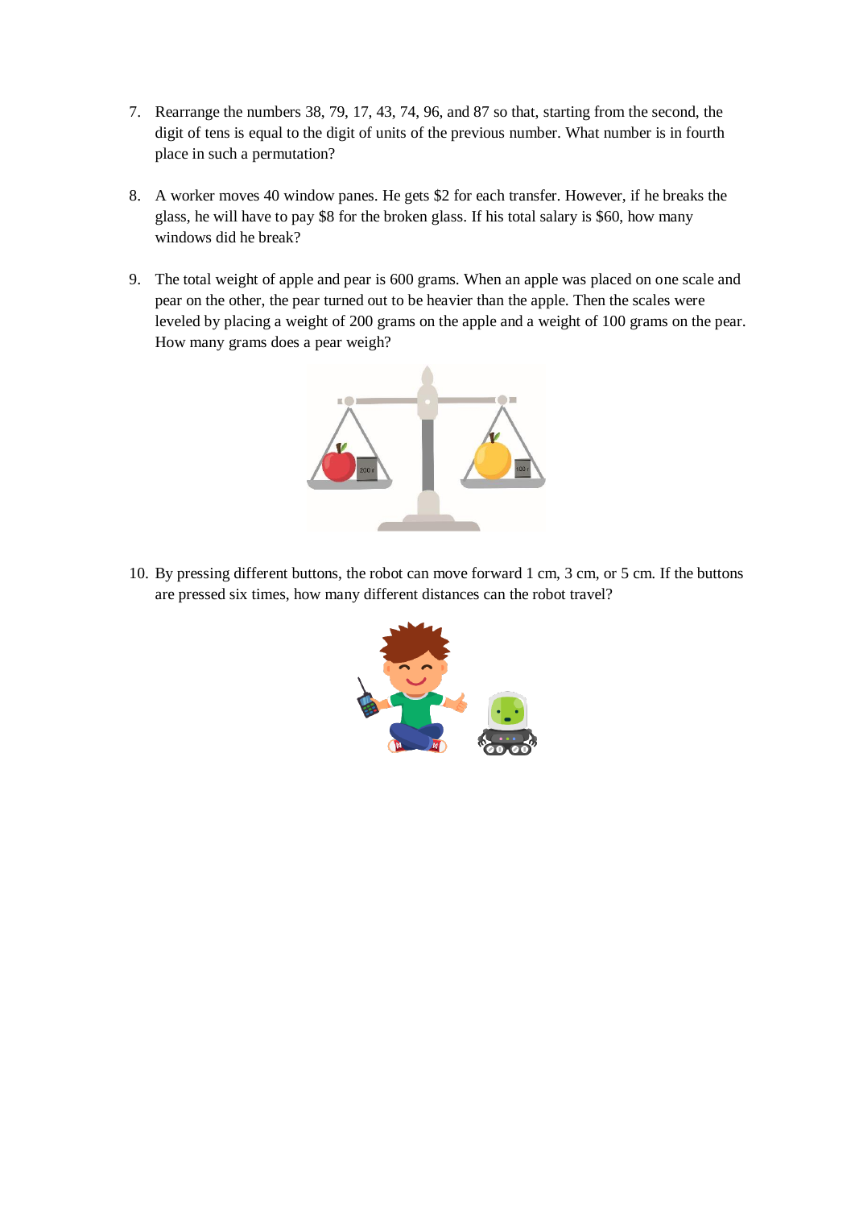7. Rearrange the numbers 38, 79, 17, 43, 74, 96, and 87 so that, starting from the second, the digit of tens is equal to the digit of units of the previous number. What number is in fourth place in such a permutation?

8. A worker moves 40 window panes. He gets $2 for each transfer. However, if he breaks the glass, he will have to pay $8 for the broken glass. If his total salary is $60, how many windows did he break?

9. The total weight of apple and pear is 600 grams. When an apple was placed on one scale and pear on the other, the pear turned out to be heavier than the apple. Then the scales were leveled by placing a weight of 200 grams on the apple and a weight of 100 grams on the pear. How many grams does a pear weigh?

10. By pressing different buttons, the robot can move forward 1 cm, 3 cm, or 5 cm. If the buttons are pressed six times, how many different distances can the robot travel?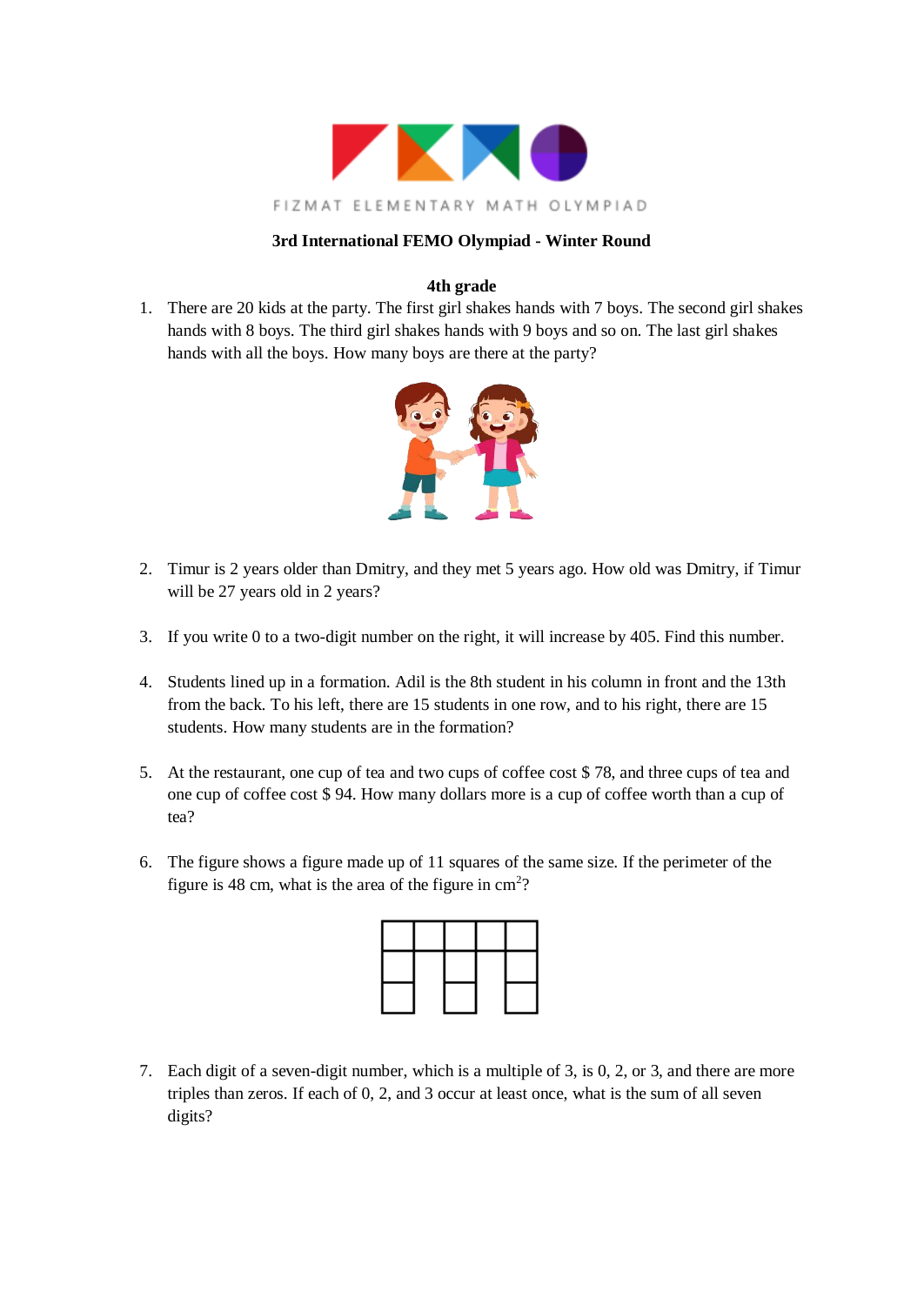FIZMAT ELEMENTARY MATH OLYMPIAD

**3rd International FEMO Olympiad - Winter Round**

**4th grade**

1. There are 20 kids at the party. The first girl shakes hands with 7 boys. The second girl shakes hands with 8 boys. The third girl shakes hands with 9 boys and so on. The last girl shakes hands with all the boys. How many boys are there at the party?

2. Timur is 2 years older than Dmitry, and they met 5 years ago. How old was Dmitry, if Timur will be 27 years old in 2 years?

3. If you write 0 to a two-digit number on the right, it will increase by 405. Find this number.

4. Students lined up in a formation. Adil is the 8th student in his column in front and the 13th from the back. To his left, there are 15 students in one row, and to his right, there are 15 students. How many students are in the formation?

5. At the restaurant, one cup of tea and two cups of coffee cost \$ 78, and three cups of tea and one cup of coffee cost \$ 94. How many dollars more is a cup of coffee worth than a cup of tea?

6. The figure shows a figure made up of 11 squares of the same size. If the perimeter of the figure is 48 cm, what is the area of the figure in $cm^2$?

7. Each digit of a seven-digit number, which is a multiple of 3, is 0, 2, or 3, and there are more triples than zeros. If each of 0, 2, and 3 occur at least once, what is the sum of all seven digits?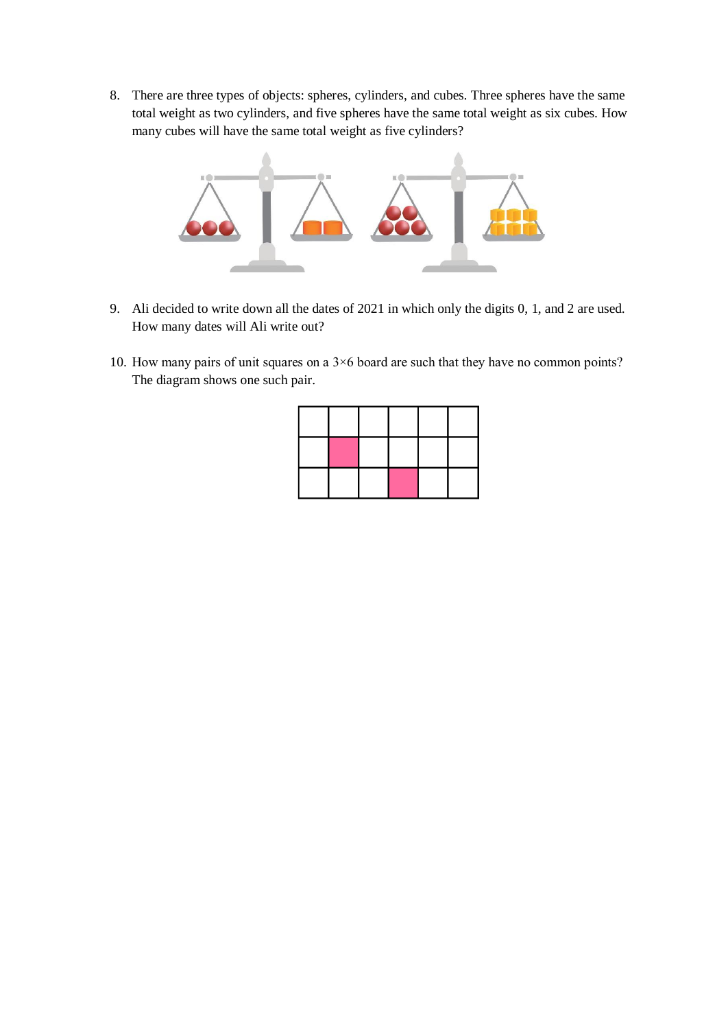8. There are three types of objects: spheres, cylinders, and cubes. Three spheres have the same total weight as two cylinders, and five spheres have the same total weight as six cubes. How many cubes will have the same total weight as five cylinders?

9. Ali decided to write down all the dates of 2021 in which only the digits 0, 1, and 2 are used. How many dates will Ali write out?

10. How many pairs of unit squares on a $3 \times 6$ board are such that they have no common points? The diagram shows one such pair.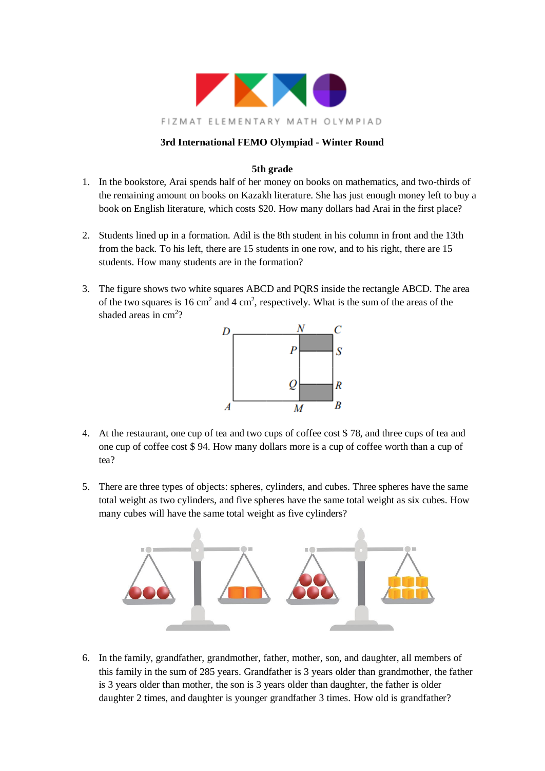FIZMAT ELEMENTARY MATH OLYMPIAD

**3rd International FEMO Olympiad - Winter Round**

**5th grade**

1. In the bookstore, Arai spends half of her money on books on mathematics, and two-thirds of the remaining amount on books on Kazakh literature. She has just enough money left to buy a book on English literature, which costs $20. How many dollars had Arai in the first place?

2. Students lined up in a formation. Adil is the 8th student in his column in front and the 13th from the back. To his left, there are 15 students in one row, and to his right, there are 15 students. How many students are in the formation?

3. The figure shows two white squares ABCD and PQRS inside the rectangle ABCD. The area of the two squares is 16 cm$^2$ and 4 cm$^2$, respectively. What is the sum of the areas of the shaded areas in cm$^2$?

4. At the restaurant, one cup of tea and two cups of coffee cost $ 78, and three cups of tea and one cup of coffee cost $ 94. How many dollars more is a cup of coffee worth than a cup of tea?

5. There are three types of objects: spheres, cylinders, and cubes. Three spheres have the same total weight as two cylinders, and five spheres have the same total weight as six cubes. How many cubes will have the same total weight as five cylinders?

6. In the family, grandfather, grandmother, father, mother, son, and daughter, all members of this family in the sum of 285 years. Grandfather is 3 years older than grandmother, the father is 3 years older than mother, the son is 3 years older than daughter, the father is older daughter 2 times, and daughter is younger grandfather 3 times. How old is grandfather?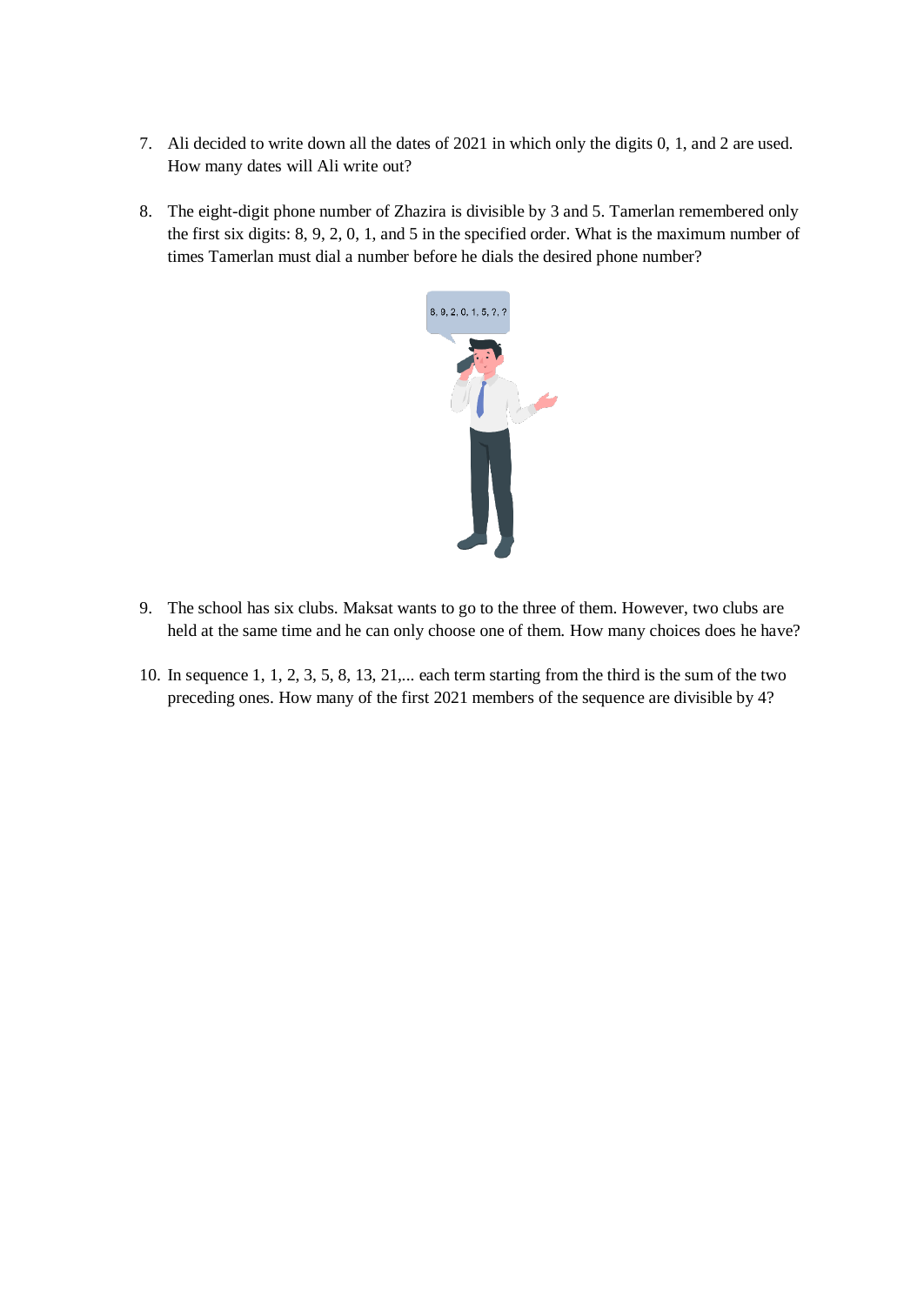7. Ali decided to write down all the dates of 2021 in which only the digits 0, 1, and 2 are used. How many dates will Ali write out?

8. The eight-digit phone number of Zhazira is divisible by 3 and 5. Tamerlan remembered only the first six digits: 8, 9, 2, 0, 1, and 5 in the specified order. What is the maximum number of times Tamerlan must dial a number before he dials the desired phone number?

9. The school has six clubs. Maksat wants to go to the three of them. However, two clubs are held at the same time and he can only choose one of them. How many choices does he have?

10. In sequence 1, 1, 2, 3, 5, 8, 13, 21,... each term starting from the third is the sum of the two preceding ones. How many of the first 2021 members of the sequence are divisible by 4?